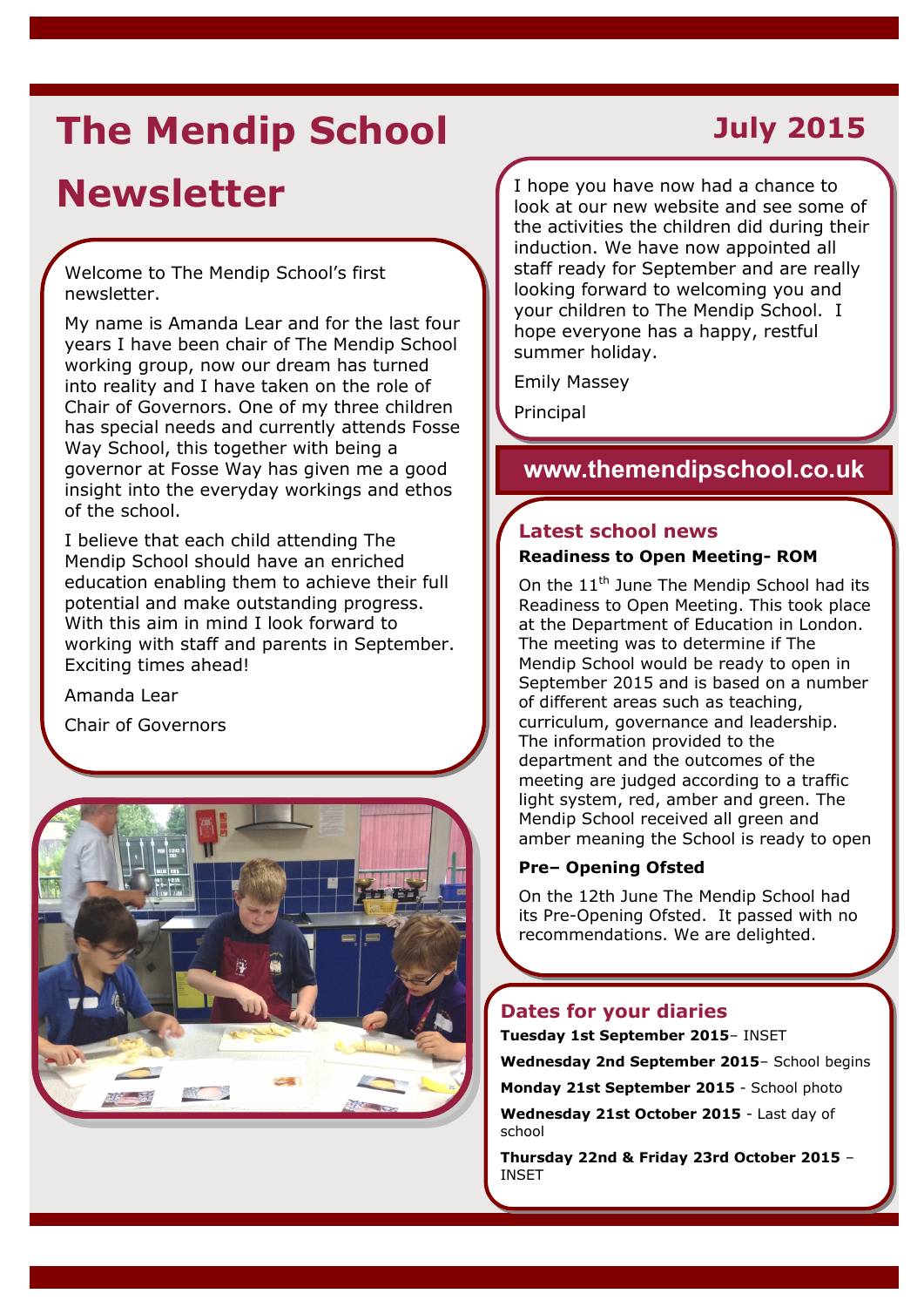# The Mendip School Newsletter

## July 2015

Welcome to The Mendip School's first newsletter.

My name is Amanda Lear and for the last four years I have been chair of The Mendip School working group, now our dream has turned into reality and I have taken on the role of Chair of Governors. One of my three children has special needs and currently attends Fosse Way School, this together with being a governor at Fosse Way has given me a good insight into the everyday workings and ethos of the school.

I believe that each child attending The Mendip School should have an enriched education enabling them to achieve their full potential and make outstanding progress. With this aim in mind I look forward to working with staff and parents in September. Exciting times ahead!

Amanda Lear

Chair of Governors

I hope you have now had a chance to look at our new website and see some of the activities the children did during their induction. We have now appointed all staff ready for September and are really looking forward to welcoming you and your children to The Mendip School. I hope everyone has a happy, restful summer holiday.

Emily Massey

Principal

**www.themendipschool.co.uk**

## Latest school news

**Readiness to Open Meeting- ROM**

On the 11th June The Mendip School had its Readiness to Open Meeting. This took place at the Department of Education in London. The meeting was to determine if The Mendip School would be ready to open in September 2015 and is based on a number of different areas such as teaching, curriculum, governance and leadership. The information provided to the department and the outcomes of the meeting are judged according to a traffic light system, red, amber and green. The Mendip School received all green and amber meaning the School is ready to open

**Pre– Opening Ofsted**

On the 12th June The Mendip School had its Pre-Opening Ofsted. It passed with no recommendations. We are delighted.

## Dates for your diaries

**Tuesday 1st September 2015**– INSET

**Wednesday 2nd September 2015**– School begins

**Monday 21st September 2015** - School photo

**Wednesday 21st October 2015** - Last day of school

**Thursday 22nd & Friday 23rd October 2015** – INSET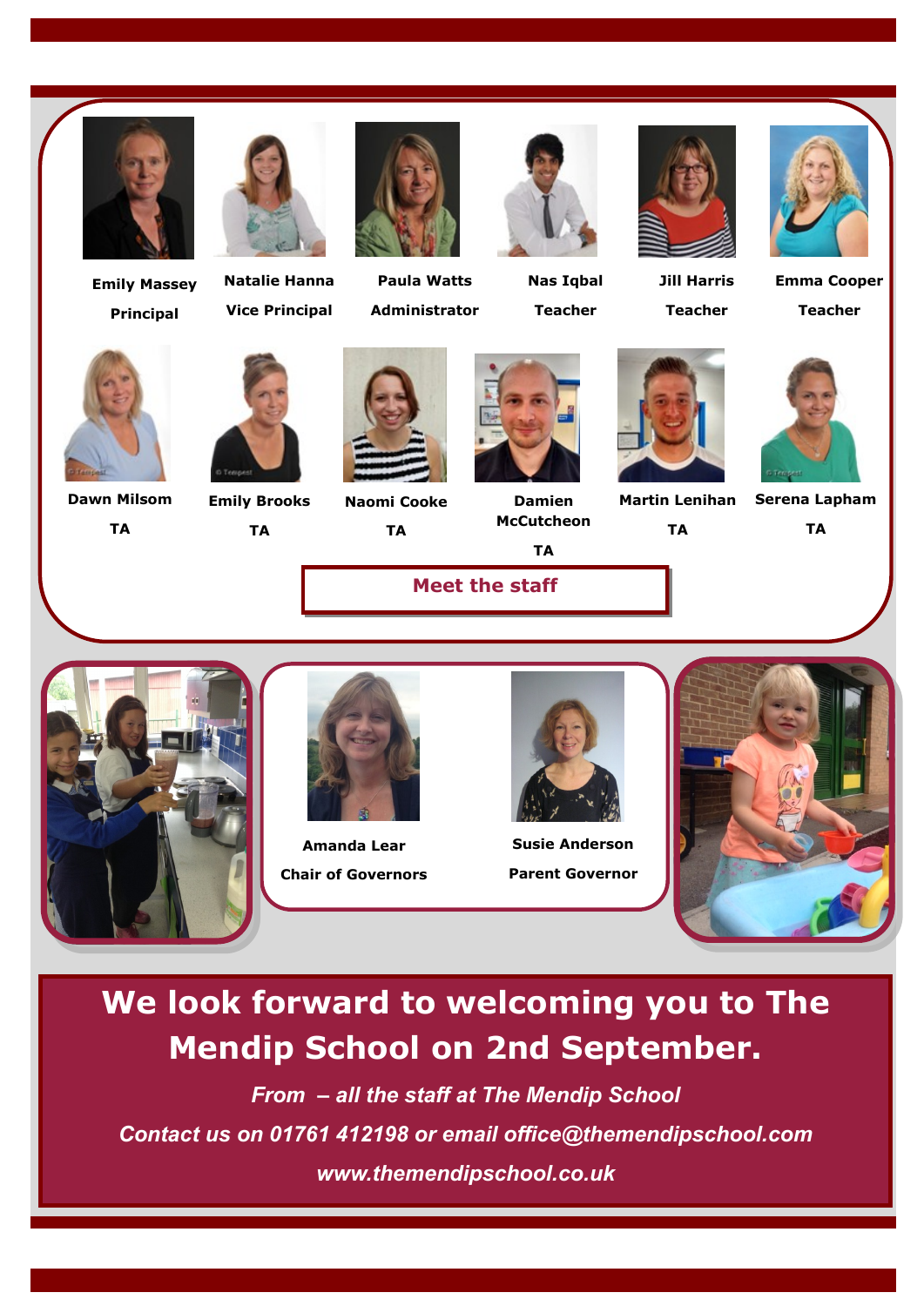**Emily Massey**
**Principal**

**Natalie Hanna**
**Vice Principal**

**Paula Watts**
**Administrator**

**Nas Iqbal**
**Teacher**

**Jill Harris**
**Teacher**

**Emma Cooper**
**Teacher**

**Dawn Milsom**
**TA**

**Emily Brooks**
**TA**

**Naomi Cooke**
**TA**

**Damien McCutcheon**
**TA**

**Martin Lenihan**
**TA**

**Serena Lapham**
**TA**

## Meet the staff

**Amanda Lear**
**Chair of Governors**

**Susie Anderson**
**Parent Governor**

# We look forward to welcoming you to The Mendip School on 2nd September.

***From – all the staff at The Mendip School***

***Contact us on 01761 412198 or email office@themendipschool.com***

***www.themendipschool.co.uk***